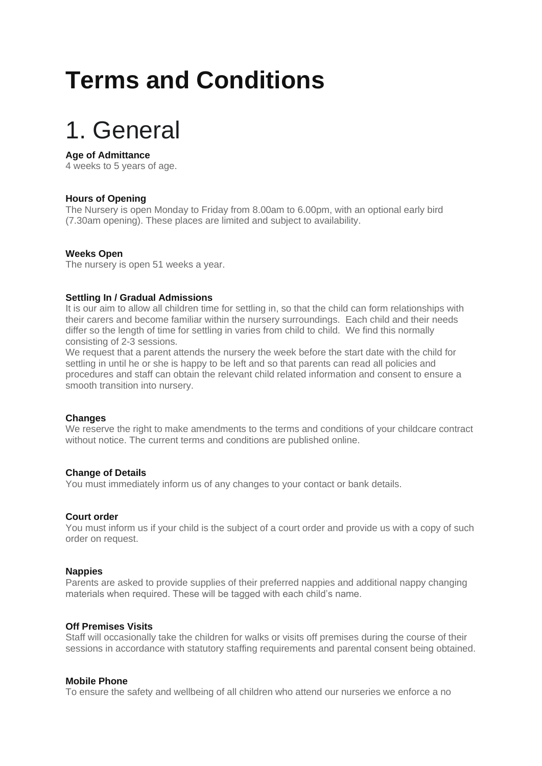# Terms and Conditions

## 1. General

**Age of Admittance**
4 weeks to 5 years of age.

**Hours of Opening**
The Nursery is open Monday to Friday from 8.00am to 6.00pm, with an optional early bird (7.30am opening). These places are limited and subject to availability.

**Weeks Open**
The nursery is open 51 weeks a year.

**Settling In / Gradual Admissions**
It is our aim to allow all children time for settling in, so that the child can form relationships with their carers and become familiar within the nursery surroundings. Each child and their needs differ so the length of time for settling in varies from child to child. We find this normally consisting of 2-3 sessions.
We request that a parent attends the nursery the week before the start date with the child for settling in until he or she is happy to be left and so that parents can read all policies and procedures and staff can obtain the relevant child related information and consent to ensure a smooth transition into nursery.

**Changes**
We reserve the right to make amendments to the terms and conditions of your childcare contract without notice. The current terms and conditions are published online.

**Change of Details**
You must immediately inform us of any changes to your contact or bank details.

**Court order**
You must inform us if your child is the subject of a court order and provide us with a copy of such order on request.

**Nappies**
Parents are asked to provide supplies of their preferred nappies and additional nappy changing materials when required. These will be tagged with each child's name.

**Off Premises Visits**
Staff will occasionally take the children for walks or visits off premises during the course of their sessions in accordance with statutory staffing requirements and parental consent being obtained.

**Mobile Phone**
To ensure the safety and wellbeing of all children who attend our nurseries we enforce a no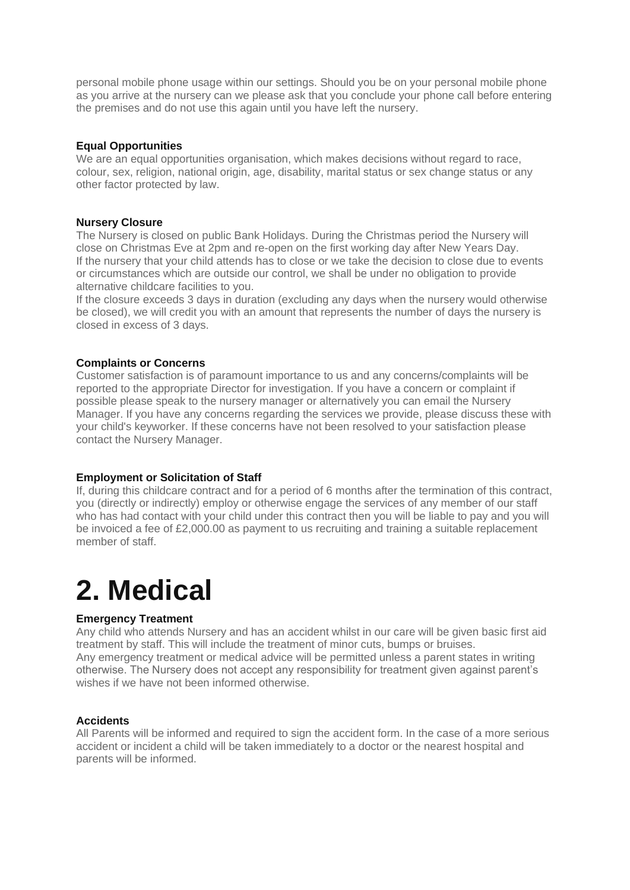personal mobile phone usage within our settings. Should you be on your personal mobile phone as you arrive at the nursery can we please ask that you conclude your phone call before entering the premises and do not use this again until you have left the nursery.

**Equal Opportunities**
We are an equal opportunities organisation, which makes decisions without regard to race, colour, sex, religion, national origin, age, disability, marital status or sex change status or any other factor protected by law.

**Nursery Closure**
The Nursery is closed on public Bank Holidays. During the Christmas period the Nursery will close on Christmas Eve at 2pm and re-open on the first working day after New Years Day.
If the nursery that your child attends has to close or we take the decision to close due to events or circumstances which are outside our control, we shall be under no obligation to provide alternative childcare facilities to you.
If the closure exceeds 3 days in duration (excluding any days when the nursery would otherwise be closed), we will credit you with an amount that represents the number of days the nursery is closed in excess of 3 days.

**Complaints or Concerns**
Customer satisfaction is of paramount importance to us and any concerns/complaints will be reported to the appropriate Director for investigation. If you have a concern or complaint if possible please speak to the nursery manager or alternatively you can email the Nursery Manager. If you have any concerns regarding the services we provide, please discuss these with your child's keyworker. If these concerns have not been resolved to your satisfaction please contact the Nursery Manager.

**Employment or Solicitation of Staff**
If, during this childcare contract and for a period of 6 months after the termination of this contract, you (directly or indirectly) employ or otherwise engage the services of any member of our staff who has had contact with your child under this contract then you will be liable to pay and you will be invoiced a fee of £2,000.00 as payment to us recruiting and training a suitable replacement member of staff.

# 2. Medical

**Emergency Treatment**
Any child who attends Nursery and has an accident whilst in our care will be given basic first aid treatment by staff. This will include the treatment of minor cuts, bumps or bruises.
Any emergency treatment or medical advice will be permitted unless a parent states in writing otherwise. The Nursery does not accept any responsibility for treatment given against parent's wishes if we have not been informed otherwise.

**Accidents**
All Parents will be informed and required to sign the accident form. In the case of a more serious accident or incident a child will be taken immediately to a doctor or the nearest hospital and parents will be informed.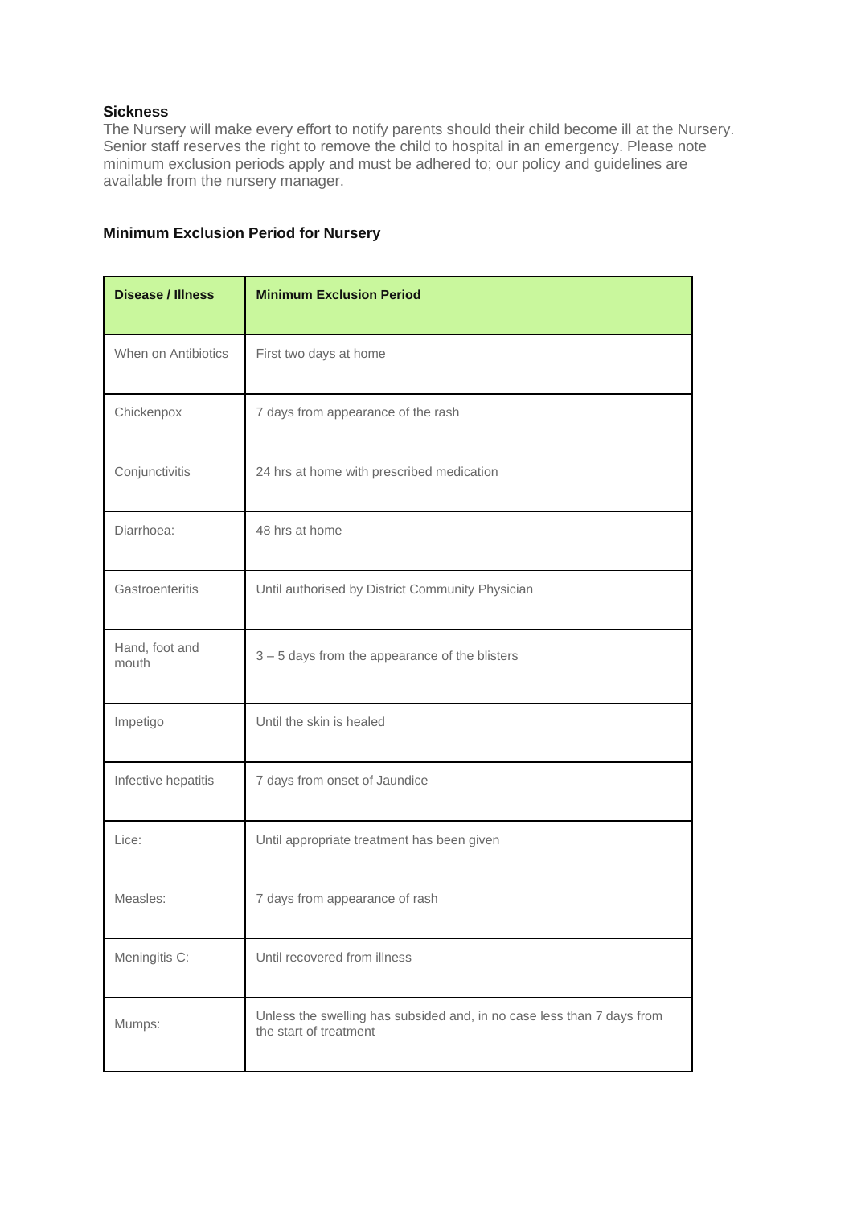**Sickness**

The Nursery will make every effort to notify parents should their child become ill at the Nursery. Senior staff reserves the right to remove the child to hospital in an emergency. Please note minimum exclusion periods apply and must be adhered to; our policy and guidelines are available from the nursery manager.

**Minimum Exclusion Period for Nursery**

| Disease / Illness | Minimum Exclusion Period |
|---|---|
| When on Antibiotics | First two days at home |
| Chickenpox | 7 days from appearance of the rash |
| Conjunctivitis | 24 hrs at home with prescribed medication |
| Diarrhoea: | 48 hrs at home |
| Gastroenteritis | Until authorised by District Community Physician |
| Hand, foot and mouth | 3 – 5 days from the appearance of the blisters |
| Impetigo | Until the skin is healed |
| Infective hepatitis | 7 days from onset of Jaundice |
| Lice: | Until appropriate treatment has been given |
| Measles: | 7 days from appearance of rash |
| Meningitis C: | Until recovered from illness |
| Mumps: | Unless the swelling has subsided and, in no case less than 7 days from the start of treatment |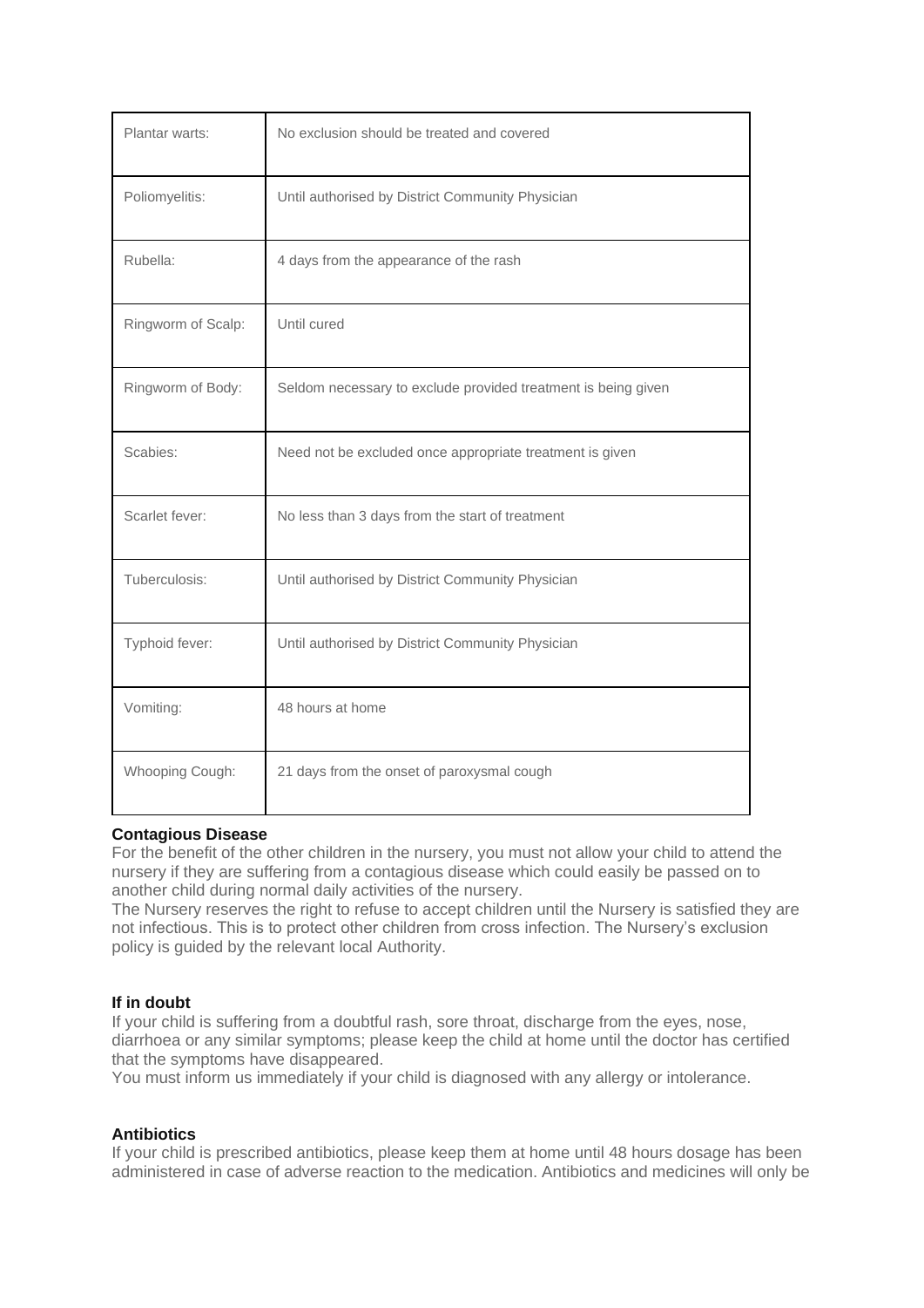| | |
|---|---|
| Plantar warts: | No exclusion should be treated and covered |
| Poliomyelitis: | Until authorised by District Community Physician |
| Rubella: | 4 days from the appearance of the rash |
| Ringworm of Scalp: | Until cured |
| Ringworm of Body: | Seldom necessary to exclude provided treatment is being given |
| Scabies: | Need not be excluded once appropriate treatment is given |
| Scarlet fever: | No less than 3 days from the start of treatment |
| Tuberculosis: | Until authorised by District Community Physician |
| Typhoid fever: | Until authorised by District Community Physician |
| Vomiting: | 48 hours at home |
| Whooping Cough: | 21 days from the onset of paroxysmal cough |

**Contagious Disease**
For the benefit of the other children in the nursery, you must not allow your child to attend the nursery if they are suffering from a contagious disease which could easily be passed on to another child during normal daily activities of the nursery.
The Nursery reserves the right to refuse to accept children until the Nursery is satisfied they are not infectious. This is to protect other children from cross infection. The Nursery's exclusion policy is guided by the relevant local Authority.

**If in doubt**
If your child is suffering from a doubtful rash, sore throat, discharge from the eyes, nose, diarrhoea or any similar symptoms; please keep the child at home until the doctor has certified that the symptoms have disappeared.
You must inform us immediately if your child is diagnosed with any allergy or intolerance.

**Antibiotics**
If your child is prescribed antibiotics, please keep them at home until 48 hours dosage has been administered in case of adverse reaction to the medication. Antibiotics and medicines will only be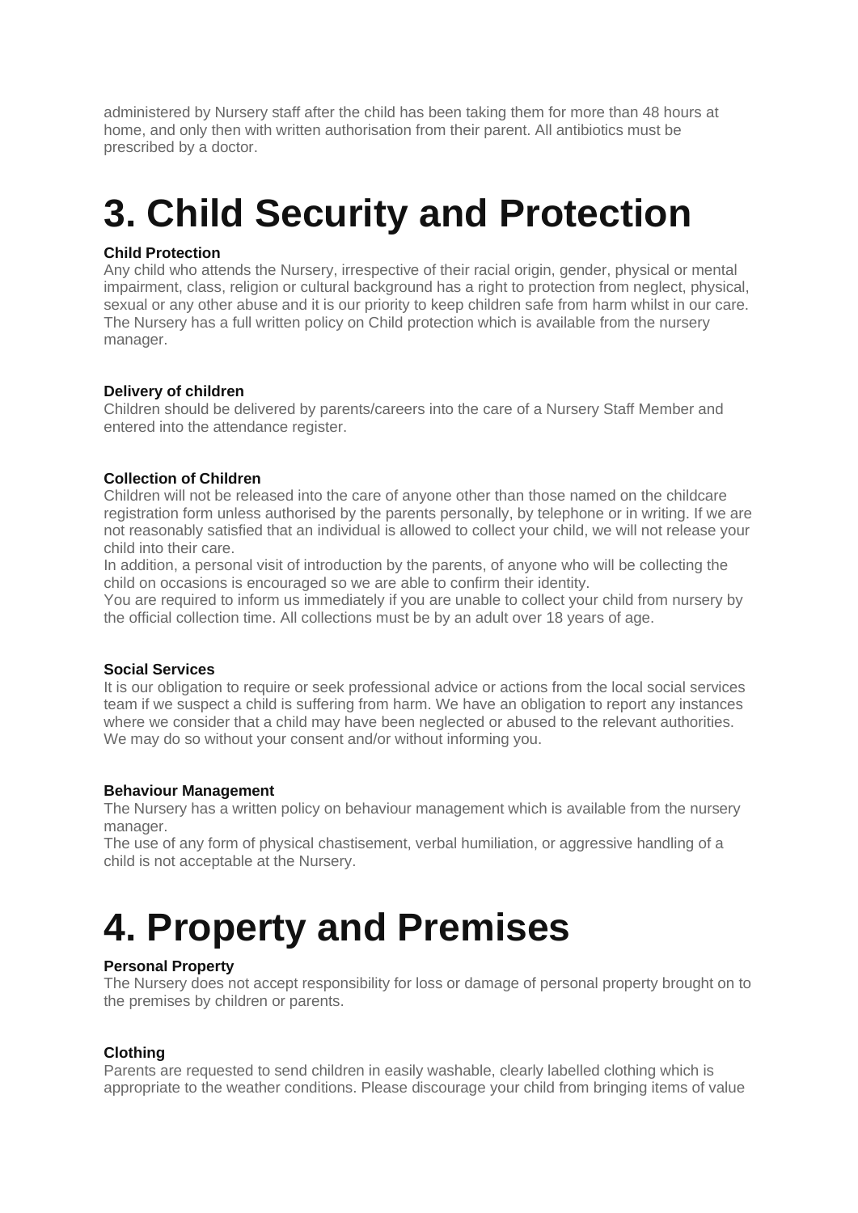administered by Nursery staff after the child has been taking them for more than 48 hours at home, and only then with written authorisation from their parent. All antibiotics must be prescribed by a doctor.

# 3. Child Security and Protection

**Child Protection**
Any child who attends the Nursery, irrespective of their racial origin, gender, physical or mental impairment, class, religion or cultural background has a right to protection from neglect, physical, sexual or any other abuse and it is our priority to keep children safe from harm whilst in our care. The Nursery has a full written policy on Child protection which is available from the nursery manager.

**Delivery of children**
Children should be delivered by parents/careers into the care of a Nursery Staff Member and entered into the attendance register.

**Collection of Children**
Children will not be released into the care of anyone other than those named on the childcare registration form unless authorised by the parents personally, by telephone or in writing. If we are not reasonably satisfied that an individual is allowed to collect your child, we will not release your child into their care.
In addition, a personal visit of introduction by the parents, of anyone who will be collecting the child on occasions is encouraged so we are able to confirm their identity.
You are required to inform us immediately if you are unable to collect your child from nursery by the official collection time. All collections must be by an adult over 18 years of age.

**Social Services**
It is our obligation to require or seek professional advice or actions from the local social services team if we suspect a child is suffering from harm. We have an obligation to report any instances where we consider that a child may have been neglected or abused to the relevant authorities. We may do so without your consent and/or without informing you.

**Behaviour Management**
The Nursery has a written policy on behaviour management which is available from the nursery manager.
The use of any form of physical chastisement, verbal humiliation, or aggressive handling of a child is not acceptable at the Nursery.

# 4. Property and Premises

**Personal Property**
The Nursery does not accept responsibility for loss or damage of personal property brought on to the premises by children or parents.

**Clothing**
Parents are requested to send children in easily washable, clearly labelled clothing which is appropriate to the weather conditions. Please discourage your child from bringing items of value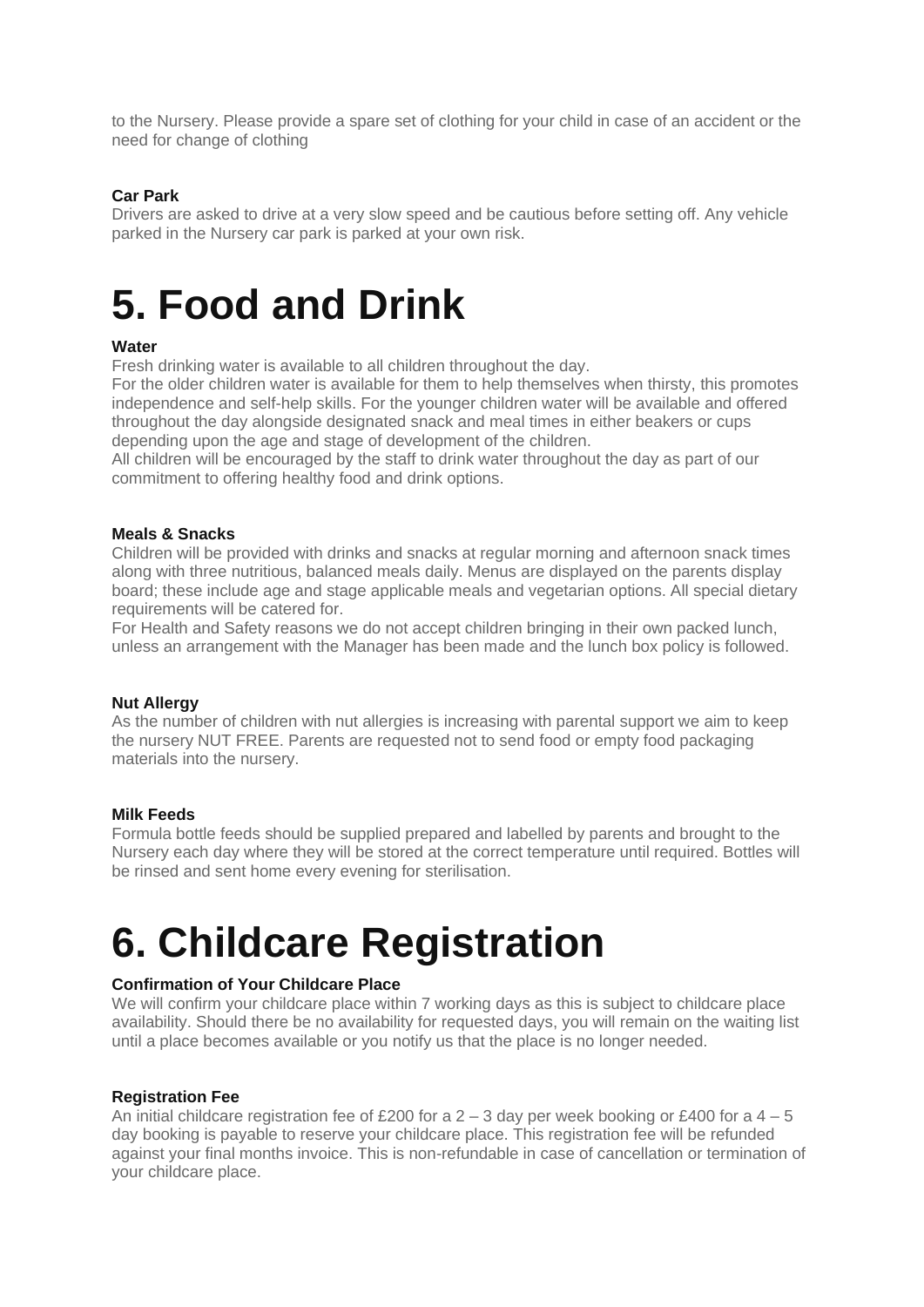to the Nursery. Please provide a spare set of clothing for your child in case of an accident or the need for change of clothing

**Car Park**
Drivers are asked to drive at a very slow speed and be cautious before setting off. Any vehicle parked in the Nursery car park is parked at your own risk.

# 5. Food and Drink

**Water**
Fresh drinking water is available to all children throughout the day.
For the older children water is available for them to help themselves when thirsty, this promotes independence and self-help skills. For the younger children water will be available and offered throughout the day alongside designated snack and meal times in either beakers or cups depending upon the age and stage of development of the children.
All children will be encouraged by the staff to drink water throughout the day as part of our commitment to offering healthy food and drink options.

**Meals & Snacks**
Children will be provided with drinks and snacks at regular morning and afternoon snack times along with three nutritious, balanced meals daily. Menus are displayed on the parents display board; these include age and stage applicable meals and vegetarian options. All special dietary requirements will be catered for.
For Health and Safety reasons we do not accept children bringing in their own packed lunch, unless an arrangement with the Manager has been made and the lunch box policy is followed.

**Nut Allergy**
As the number of children with nut allergies is increasing with parental support we aim to keep the nursery NUT FREE. Parents are requested not to send food or empty food packaging materials into the nursery.

**Milk Feeds**
Formula bottle feeds should be supplied prepared and labelled by parents and brought to the Nursery each day where they will be stored at the correct temperature until required. Bottles will be rinsed and sent home every evening for sterilisation.

# 6. Childcare Registration

**Confirmation of Your Childcare Place**
We will confirm your childcare place within 7 working days as this is subject to childcare place availability. Should there be no availability for requested days, you will remain on the waiting list until a place becomes available or you notify us that the place is no longer needed.

**Registration Fee**
An initial childcare registration fee of £200 for a 2 – 3 day per week booking or £400 for a 4 – 5 day booking is payable to reserve your childcare place. This registration fee will be refunded against your final months invoice. This is non-refundable in case of cancellation or termination of your childcare place.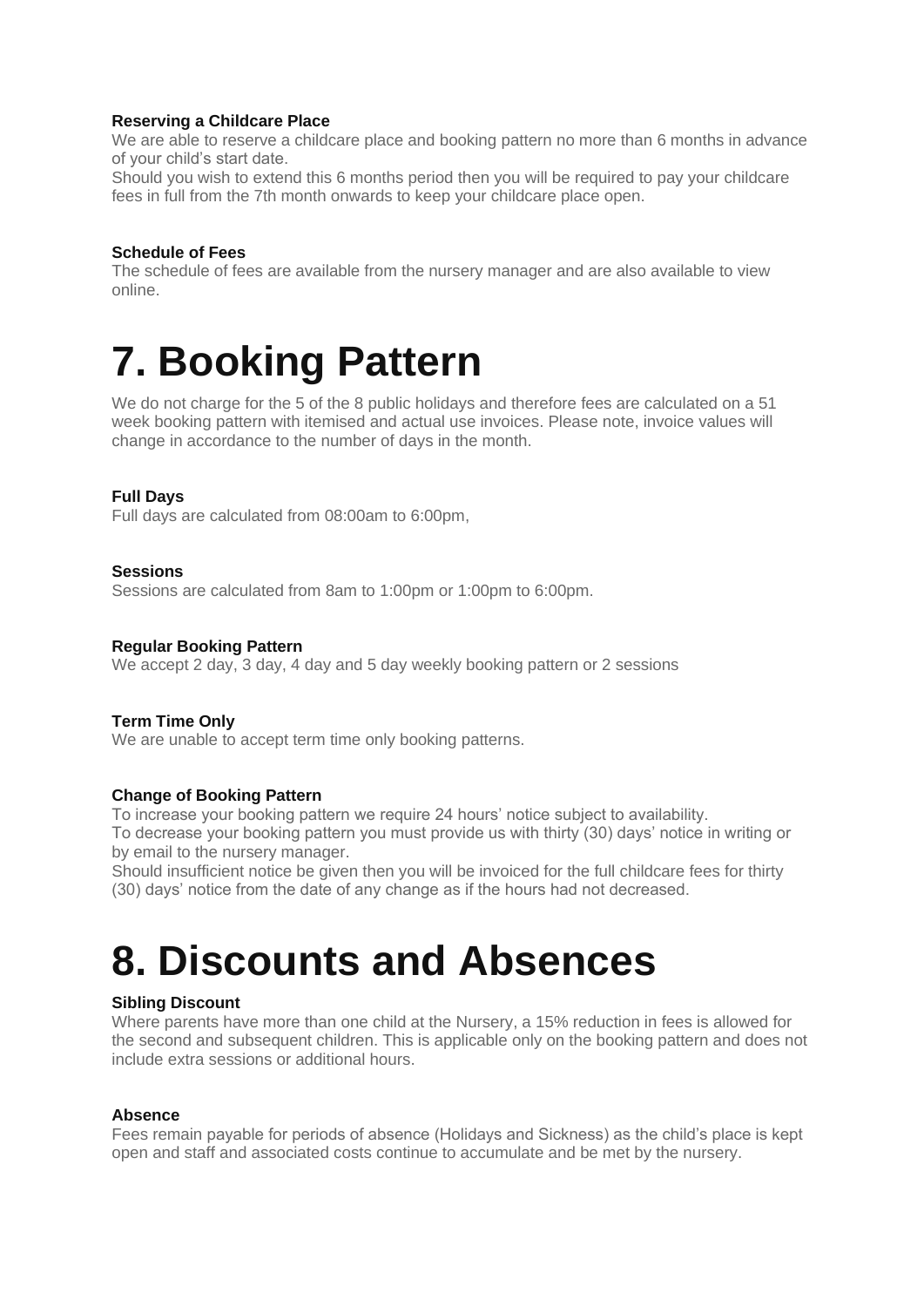**Reserving a Childcare Place**

We are able to reserve a childcare place and booking pattern no more than 6 months in advance of your child's start date.

Should you wish to extend this 6 months period then you will be required to pay your childcare fees in full from the 7th month onwards to keep your childcare place open.

**Schedule of Fees**

The schedule of fees are available from the nursery manager and are also available to view online.

# 7. Booking Pattern

We do not charge for the 5 of the 8 public holidays and therefore fees are calculated on a 51 week booking pattern with itemised and actual use invoices. Please note, invoice values will change in accordance to the number of days in the month.

**Full Days**

Full days are calculated from 08:00am to 6:00pm,

**Sessions**

Sessions are calculated from 8am to 1:00pm or 1:00pm to 6:00pm.

**Regular Booking Pattern**

We accept 2 day, 3 day, 4 day and 5 day weekly booking pattern or 2 sessions

**Term Time Only**

We are unable to accept term time only booking patterns.

**Change of Booking Pattern**

To increase your booking pattern we require 24 hours' notice subject to availability.

To decrease your booking pattern you must provide us with thirty (30) days' notice in writing or by email to the nursery manager.

Should insufficient notice be given then you will be invoiced for the full childcare fees for thirty (30) days' notice from the date of any change as if the hours had not decreased.

# 8. Discounts and Absences

**Sibling Discount**

Where parents have more than one child at the Nursery, a 15% reduction in fees is allowed for the second and subsequent children. This is applicable only on the booking pattern and does not include extra sessions or additional hours.

**Absence**

Fees remain payable for periods of absence (Holidays and Sickness) as the child's place is kept open and staff and associated costs continue to accumulate and be met by the nursery.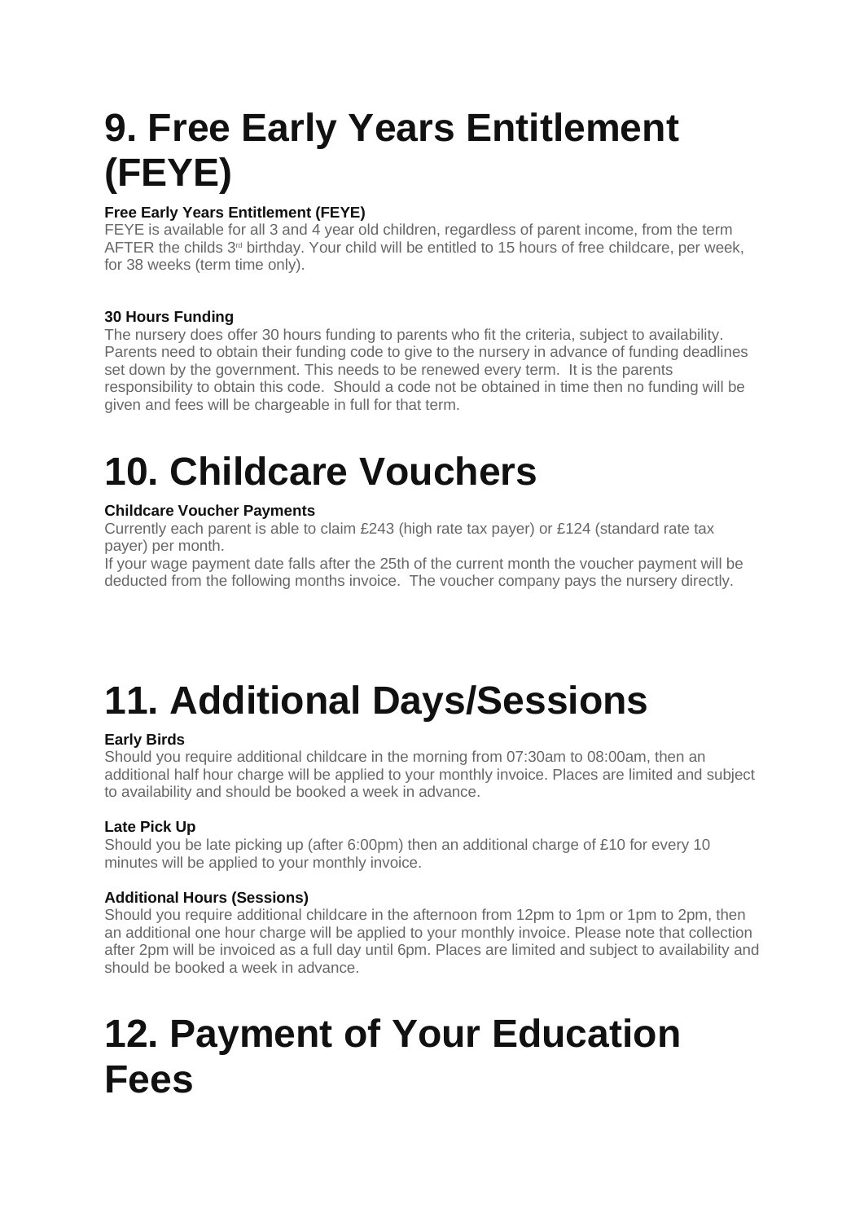# 9. Free Early Years Entitlement (FEYE)

**Free Early Years Entitlement (FEYE)**

FEYE is available for all 3 and 4 year old children, regardless of parent income, from the term AFTER the childs 3rd birthday. Your child will be entitled to 15 hours of free childcare, per week, for 38 weeks (term time only).

**30 Hours Funding**

The nursery does offer 30 hours funding to parents who fit the criteria, subject to availability. Parents need to obtain their funding code to give to the nursery in advance of funding deadlines set down by the government. This needs to be renewed every term. It is the parents responsibility to obtain this code. Should a code not be obtained in time then no funding will be given and fees will be chargeable in full for that term.

# 10. Childcare Vouchers

**Childcare Voucher Payments**

Currently each parent is able to claim £243 (high rate tax payer) or £124 (standard rate tax payer) per month.

If your wage payment date falls after the 25th of the current month the voucher payment will be deducted from the following months invoice. The voucher company pays the nursery directly.

# 11. Additional Days/Sessions

**Early Birds**

Should you require additional childcare in the morning from 07:30am to 08:00am, then an additional half hour charge will be applied to your monthly invoice. Places are limited and subject to availability and should be booked a week in advance.

**Late Pick Up**

Should you be late picking up (after 6:00pm) then an additional charge of £10 for every 10 minutes will be applied to your monthly invoice.

**Additional Hours (Sessions)**

Should you require additional childcare in the afternoon from 12pm to 1pm or 1pm to 2pm, then an additional one hour charge will be applied to your monthly invoice. Please note that collection after 2pm will be invoiced as a full day until 6pm. Places are limited and subject to availability and should be booked a week in advance.

# 12. Payment of Your Education Fees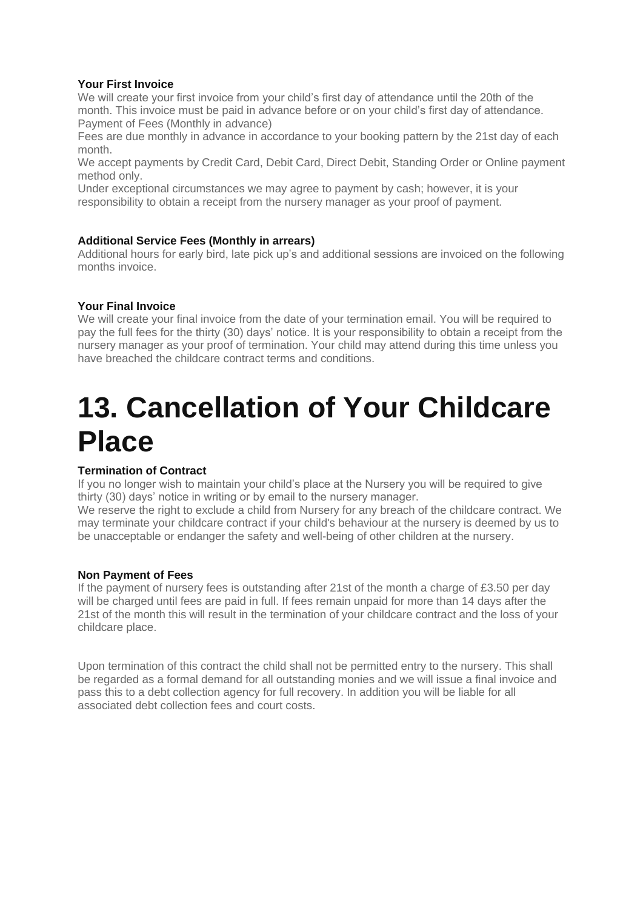**Your First Invoice**

We will create your first invoice from your child's first day of attendance until the 20th of the month. This invoice must be paid in advance before or on your child's first day of attendance.
Payment of Fees (Monthly in advance)

Fees are due monthly in advance in accordance to your booking pattern by the 21st day of each month.

We accept payments by Credit Card, Debit Card, Direct Debit, Standing Order or Online payment method only.

Under exceptional circumstances we may agree to payment by cash; however, it is your responsibility to obtain a receipt from the nursery manager as your proof of payment.

**Additional Service Fees (Monthly in arrears)**

Additional hours for early bird, late pick up's and additional sessions are invoiced on the following months invoice.

**Your Final Invoice**

We will create your final invoice from the date of your termination email. You will be required to pay the full fees for the thirty (30) days' notice. It is your responsibility to obtain a receipt from the nursery manager as your proof of termination. Your child may attend during this time unless you have breached the childcare contract terms and conditions.

# 13. Cancellation of Your Childcare Place

**Termination of Contract**

If you no longer wish to maintain your child's place at the Nursery you will be required to give thirty (30) days' notice in writing or by email to the nursery manager.

We reserve the right to exclude a child from Nursery for any breach of the childcare contract. We may terminate your childcare contract if your child's behaviour at the nursery is deemed by us to be unacceptable or endanger the safety and well-being of other children at the nursery.

**Non Payment of Fees**

If the payment of nursery fees is outstanding after 21st of the month a charge of £3.50 per day will be charged until fees are paid in full. If fees remain unpaid for more than 14 days after the 21st of the month this will result in the termination of your childcare contract and the loss of your childcare place.

Upon termination of this contract the child shall not be permitted entry to the nursery. This shall be regarded as a formal demand for all outstanding monies and we will issue a final invoice and pass this to a debt collection agency for full recovery. In addition you will be liable for all associated debt collection fees and court costs.